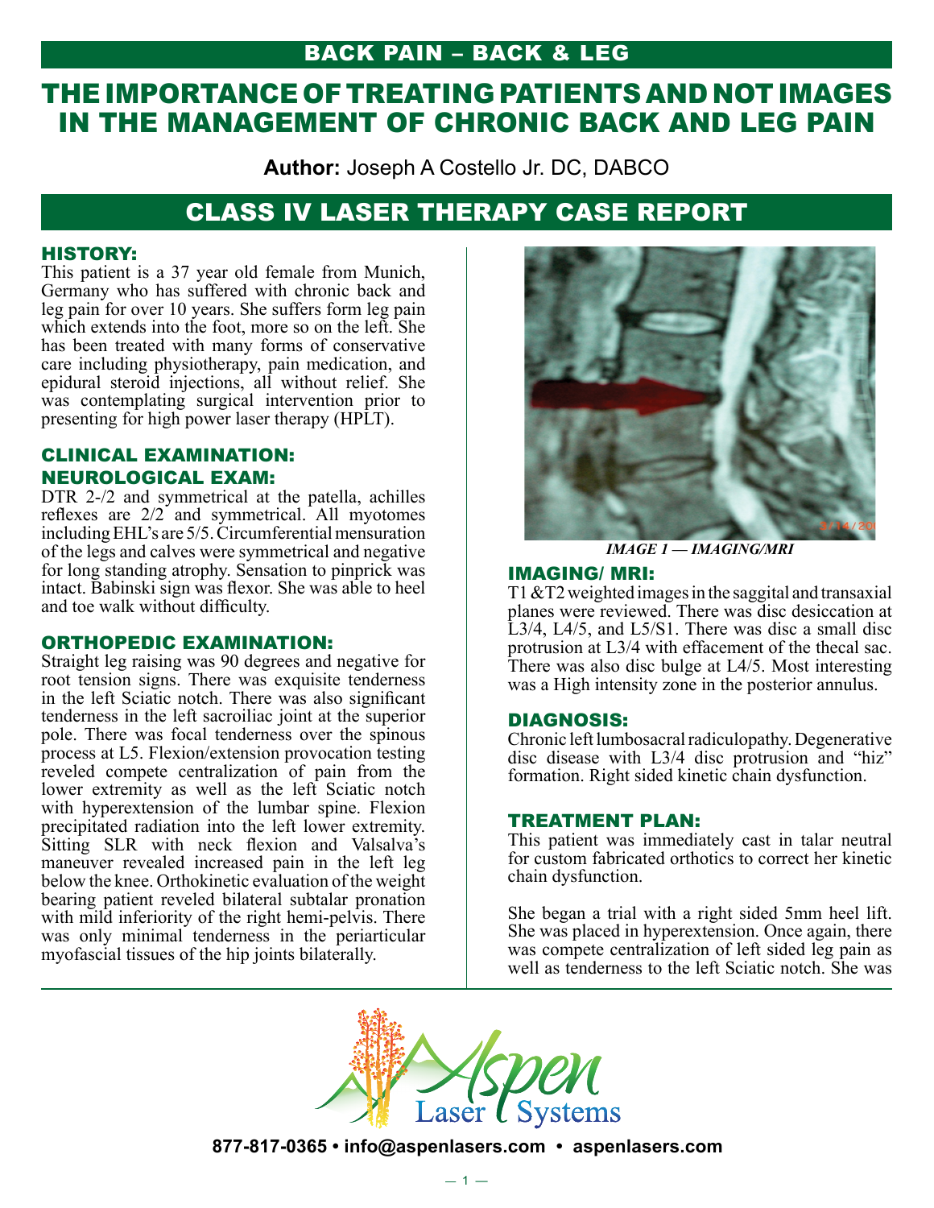BACK PAIN – BACK & LEG

# THE IMPORTANCE OF TREATING PATIENTS AND NOT IMAGES IN THE MANAGEMENT OF CHRONIC BACK AND LEG PAIN

**Author:** Joseph A Costello Jr. DC, DABCO

## CLASS IV LASER THERAPY CASE REPORT

### HISTORY:

This patient is a 37 year old female from Munich, Germany who has suffered with chronic back and leg pain for over 10 years. She suffers form leg pain which extends into the foot, more so on the left. She has been treated with many forms of conservative care including physiotherapy, pain medication, and epidural steroid injections, all without relief. She was contemplating surgical intervention prior to presenting for high power laser therapy (HPLT).

### CLINICAL EXAMINATION:

### NEUROLOGICAL EXAM:

DTR 2-/2 and symmetrical at the patella, achilles reflexes are 2/2 and symmetrical. All myotomes including EHL's are 5/5. Circumferential mensuration of the legs and calves were symmetrical and negative for long standing atrophy. Sensation to pinprick was intact. Babinski sign was flexor. She was able to heel and toe walk without difficulty.

### ORTHOPEDIC EXAMINATION:

Straight leg raising was 90 degrees and negative for root tension signs. There was exquisite tenderness in the left Sciatic notch. There was also significant tenderness in the left sacroiliac joint at the superior pole. There was focal tenderness over the spinous process at L5. Flexion/extension provocation testing revealed compete centralization of pain from the lower extremity as well as the left Sciatic notch with hyperextension of the lumbar spine. Flexion precipitated radiation into the left lower extremity. Sitting SLR with neck flexion and Valsalva's maneuver revealed increased pain in the left leg below the knee. Orthokinetic evaluation of the weight bearing patient reveled bilateral subtalar pronation with mild inferiority of the right hemi-pelvis. There was only minimal tenderness in the periarticular myofascial tissues of the hip joints bilaterally.

*IMAGE 1 — IMAGING/MRI*

### IMAGING/ MRI:

T1 &T2 weighted images in the saggital and transaxial planes were reviewed. There was disc desiccation at L3/4, L4/5, and L5/S1. There was disc a small disc protrusion at L3/4 with effacement of the thecal sac. There was also disc bulge at L4/5. Most interesting was a High intensity zone in the posterior annulus.

### DIAGNOSIS:

Chronic left lumbosacral radiculopathy. Degenerative disc disease with L3/4 disc protrusion and "hiz" formation. Right sided kinetic chain dysfunction.

### TREATMENT PLAN:

This patient was immediately cast in talar neutral for custom fabricated orthotics to correct her kinetic chain dysfunction.

She began a trial with a right sided 5mm heel lift. She was placed in hyperextension. Once again, there was compete centralization of left sided leg pain as well as tenderness to the left Sciatic notch. She was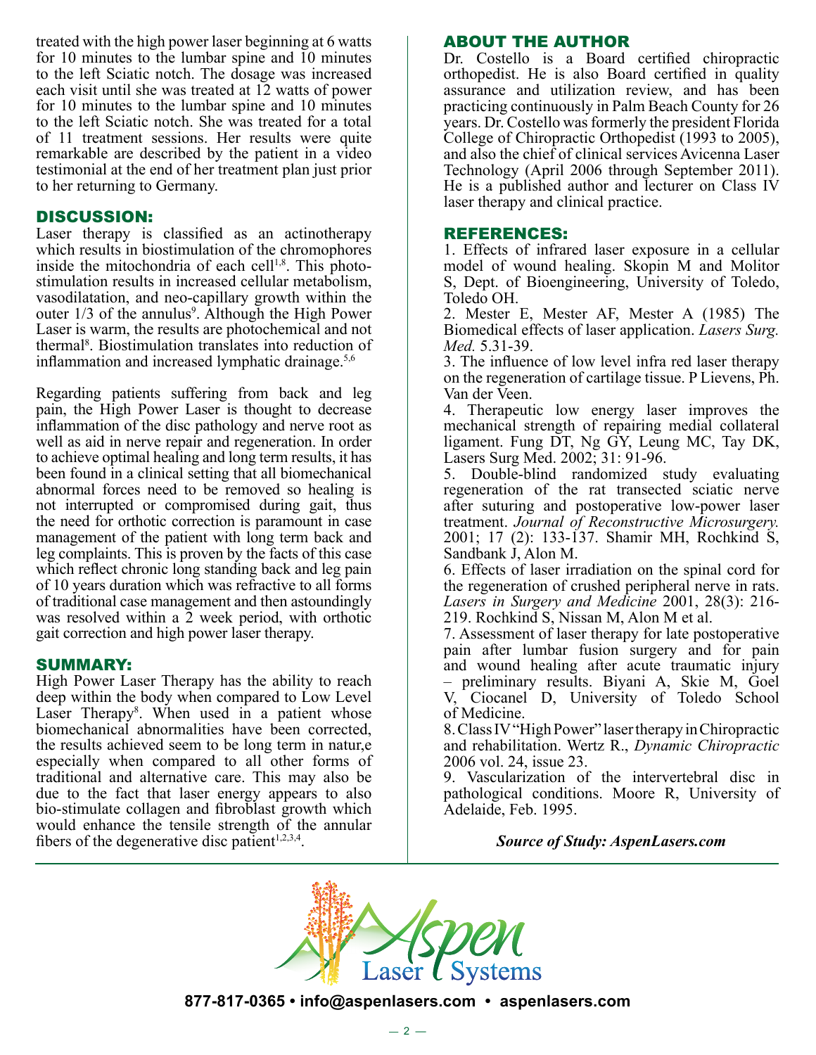treated with the high power laser beginning at 6 watts for 10 minutes to the lumbar spine and 10 minutes to the left Sciatic notch. The dosage was increased each visit until she was treated at 12 watts of power for 10 minutes to the lumbar spine and 10 minutes to the left Sciatic notch. She was treated for a total of 11 treatment sessions. Her results were quite remarkable are described by the patient in a video testimonial at the end of her treatment plan just prior to her returning to Germany.

## DISCUSSION:

Laser therapy is classified as an actinotherapy which results in biostimulation of the chromophores inside the mitochondria of each cell[1,8]. This photo-stimulation results in increased cellular metabolism, vasodilatation, and neo-capillary growth within the outer 1/3 of the annulus[9]. Although the High Power Laser is warm, the results are photochemical and not thermal[8]. Biostimulation translates into reduction of inflammation and increased lymphatic drainage.[5,6]

Regarding patients suffering from back and leg pain, the High Power Laser is thought to decrease inflammation of the disc pathology and nerve root as well as aid in nerve repair and regeneration. In order to achieve optimal healing and long term results, it has been found in a clinical setting that all biomechanical abnormal forces need to be removed so healing is not interrupted or compromised during gait, thus the need for orthotic correction is paramount in case management of the patient with long term back and leg complaints. This is proven by the facts of this case which reflect chronic long standing back and leg pain of 10 years duration which was refractive to all forms of traditional case management and then astoundingly was resolved within a 2 week period, with orthotic gait correction and high power laser therapy.

## SUMMARY:

High Power Laser Therapy has the ability to reach deep within the body when compared to Low Level Laser Therapy[8]. When used in a patient whose biomechanical abnormalities have been corrected, the results achieved seem to be long term in natur,e especially when compared to all other forms of traditional and alternative care. This may also be due to the fact that laser energy appears to also bio-stimulate collagen and fibroblast growth which would enhance the tensile strength of the annular fibers of the degenerative disc patient[1,2,3,4].

## ABOUT THE AUTHOR

Dr. Costello is a Board certified chiropractic orthopedist. He is also Board certified in quality assurance and utilization review, and has been practicing continuously in Palm Beach County for 26 years. Dr. Costello was formerly the president Florida College of Chiropractic Orthopedist (1993 to 2005), and also the chief of clinical services Avicenna Laser Technology (April 2006 through September 2011). He is a published author and lecturer on Class IV laser therapy and clinical practice.

## REFERENCES:

1. Effects of infrared laser exposure in a cellular model of wound healing. Skopin M and Molitor S, Dept. of Bioengineering, University of Toledo, Toledo OH.
2. Mester E, Mester AF, Mester A (1985) The Biomedical effects of laser application. *Lasers Surg. Med.* 5.31-39.
3. The influence of low level infra red laser therapy on the regeneration of cartilage tissue. P Lievens, Ph. Van der Veen.
4. Therapeutic low energy laser improves the mechanical strength of repairing medial collateral ligament. Fung DT, Ng GY, Leung MC, Tay DK, Lasers Surg Med. 2002; 31: 91-96.
5. Double-blind randomized study evaluating regeneration of the rat transected sciatic nerve after suturing and postoperative low-power laser treatment. *Journal of Reconstructive Microsurgery.* 2001; 17 (2): 133-137. Shamir MH, Rochkind S, Sandbank J, Alon M.
6. Effects of laser irradiation on the spinal cord for the regeneration of crushed peripheral nerve in rats. *Lasers in Surgery and Medicine* 2001, 28(3): 216-219. Rochkind S, Nissan M, Alon M et al.
7. Assessment of laser therapy for late postoperative pain after lumbar fusion surgery and for pain and wound healing after acute traumatic injury – preliminary results. Biyani A, Skie M, Goel V, Ciocanel D, University of Toledo School of Medicine.
8. Class IV "High Power" laser therapy in Chiropractic and rehabilitation. Wertz R., *Dynamic Chiropractic* 2006 vol. 24, issue 23.
9. Vascularization of the intervertebral disc in pathological conditions. Moore R, University of Adelaide, Feb. 1995.

***Source of Study: AspenLasers.com***

Aspen Laser Systems

**877-817-0365 • info@aspenlasers.com • aspenlasers.com**